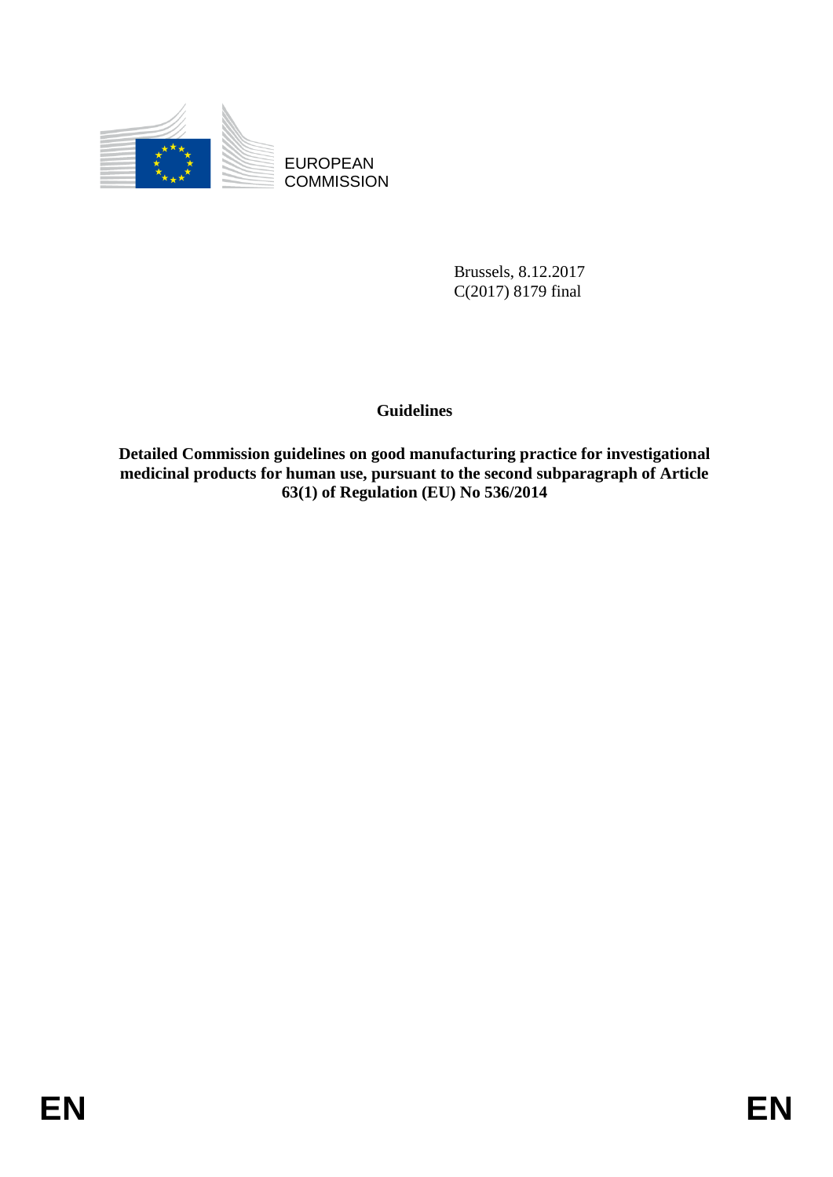EUROPEAN COMMISSION

Brussels, 8.12.2017
C(2017) 8179 final

**Guidelines**

**Detailed Commission guidelines on good manufacturing practice for investigational medicinal products for human use, pursuant to the second subparagraph of Article 63(1) of Regulation (EU) No 536/2014**

EN EN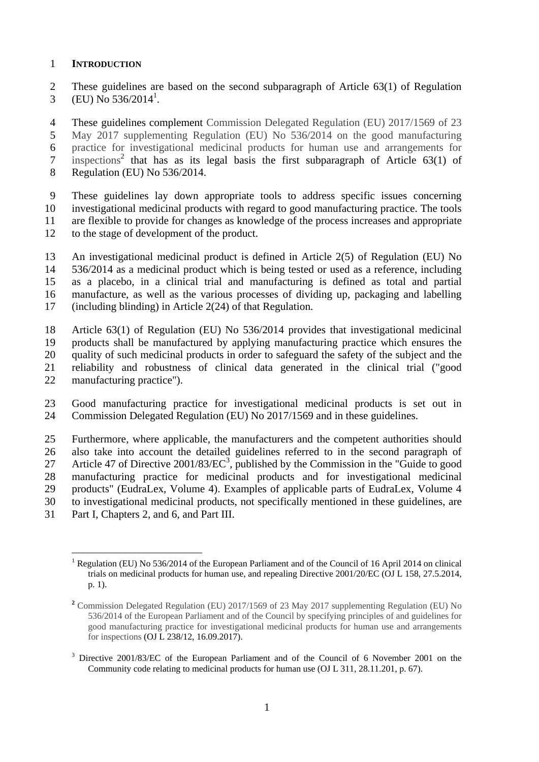# INTRODUCTION

These guidelines are based on the second subparagraph of Article 63(1) of Regulation (EU) No 536/2014[1].

These guidelines complement Commission Delegated Regulation (EU) 2017/1569 of 23 May 2017 supplementing Regulation (EU) No 536/2014 on the good manufacturing practice for investigational medicinal products for human use and arrangements for inspections[2] that has as its legal basis the first subparagraph of Article 63(1) of Regulation (EU) No 536/2014.

These guidelines lay down appropriate tools to address specific issues concerning investigational medicinal products with regard to good manufacturing practice. The tools are flexible to provide for changes as knowledge of the process increases and appropriate to the stage of development of the product.

An investigational medicinal product is defined in Article 2(5) of Regulation (EU) No 536/2014 as a medicinal product which is being tested or used as a reference, including as a placebo, in a clinical trial and manufacturing is defined as total and partial manufacture, as well as the various processes of dividing up, packaging and labelling (including blinding) in Article 2(24) of that Regulation.

Article 63(1) of Regulation (EU) No 536/2014 provides that investigational medicinal products shall be manufactured by applying manufacturing practice which ensures the quality of such medicinal products in order to safeguard the safety of the subject and the reliability and robustness of clinical data generated in the clinical trial ("good manufacturing practice").

Good manufacturing practice for investigational medicinal products is set out in Commission Delegated Regulation (EU) No 2017/1569 and in these guidelines.

Furthermore, where applicable, the manufacturers and the competent authorities should also take into account the detailed guidelines referred to in the second paragraph of Article 47 of Directive 2001/83/EC[3], published by the Commission in the "Guide to good manufacturing practice for medicinal products and for investigational medicinal products" (EudraLex, Volume 4). Examples of applicable parts of EudraLex, Volume 4 to investigational medicinal products, not specifically mentioned in these guidelines, are Part I, Chapters 2, and 6, and Part III.

---

[1] Regulation (EU) No 536/2014 of the European Parliament and of the Council of 16 April 2014 on clinical trials on medicinal products for human use, and repealing Directive 2001/20/EC (OJ L 158, 27.5.2014, p. 1).

[2] Commission Delegated Regulation (EU) 2017/1569 of 23 May 2017 supplementing Regulation (EU) No 536/2014 of the European Parliament and of the Council by specifying principles of and guidelines for good manufacturing practice for investigational medicinal products for human use and arrangements for inspections (OJ L 238/12, 16.09.2017).

[3] Directive 2001/83/EC of the European Parliament and of the Council of 6 November 2001 on the Community code relating to medicinal products for human use (OJ L 311, 28.11.201, p. 67).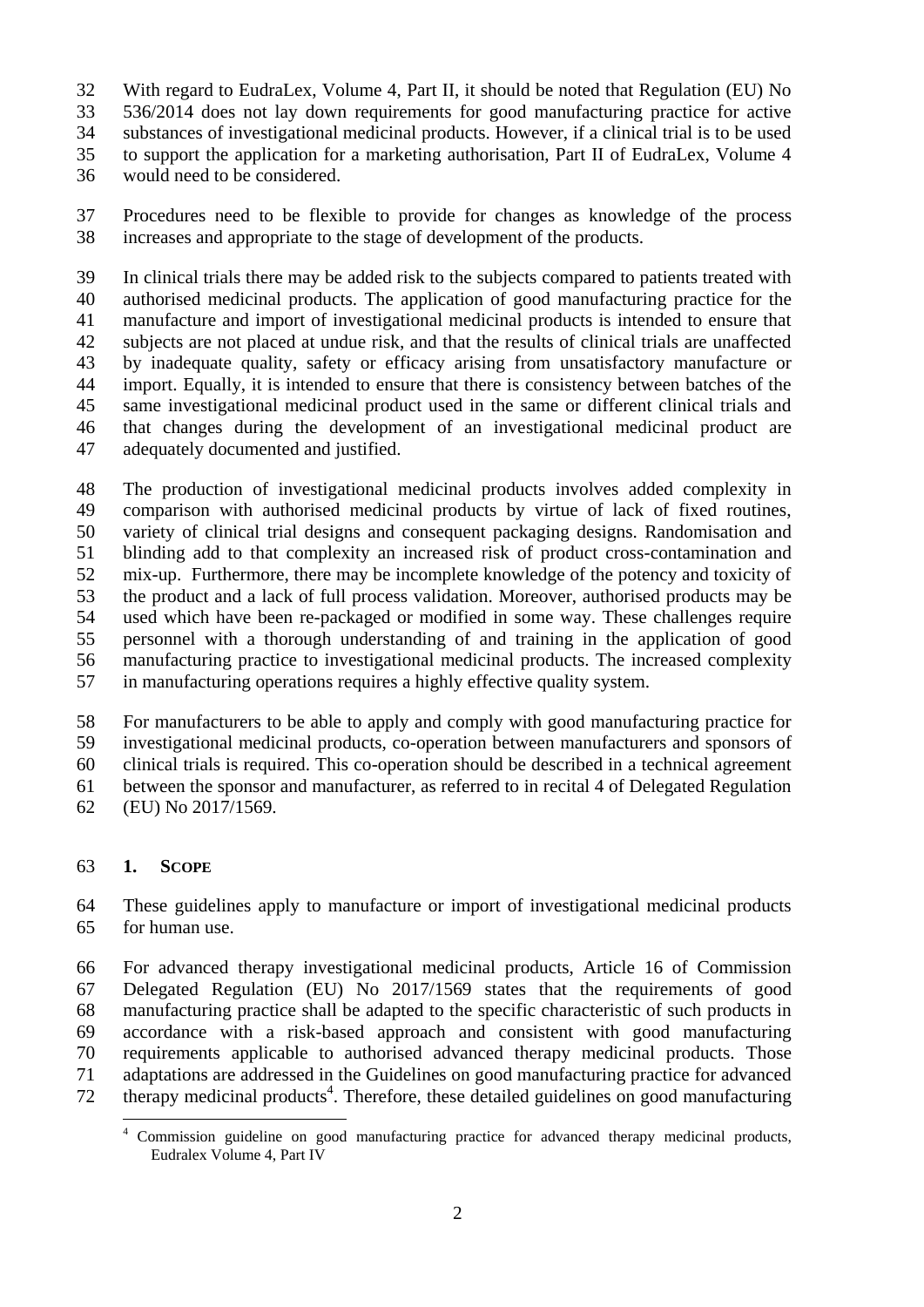With regard to EudraLex, Volume 4, Part II, it should be noted that Regulation (EU) No 536/2014 does not lay down requirements for good manufacturing practice for active substances of investigational medicinal products. However, if a clinical trial is to be used to support the application for a marketing authorisation, Part II of EudraLex, Volume 4 would need to be considered.

Procedures need to be flexible to provide for changes as knowledge of the process increases and appropriate to the stage of development of the products.

In clinical trials there may be added risk to the subjects compared to patients treated with authorised medicinal products. The application of good manufacturing practice for the manufacture and import of investigational medicinal products is intended to ensure that subjects are not placed at undue risk, and that the results of clinical trials are unaffected by inadequate quality, safety or efficacy arising from unsatisfactory manufacture or import. Equally, it is intended to ensure that there is consistency between batches of the same investigational medicinal product used in the same or different clinical trials and that changes during the development of an investigational medicinal product are adequately documented and justified.

The production of investigational medicinal products involves added complexity in comparison with authorised medicinal products by virtue of lack of fixed routines, variety of clinical trial designs and consequent packaging designs. Randomisation and blinding add to that complexity an increased risk of product cross-contamination and mix-up. Furthermore, there may be incomplete knowledge of the potency and toxicity of the product and a lack of full process validation. Moreover, authorised products may be used which have been re-packaged or modified in some way. These challenges require personnel with a thorough understanding of and training in the application of good manufacturing practice to investigational medicinal products. The increased complexity in manufacturing operations requires a highly effective quality system.

For manufacturers to be able to apply and comply with good manufacturing practice for investigational medicinal products, co-operation between manufacturers and sponsors of clinical trials is required. This co-operation should be described in a technical agreement between the sponsor and manufacturer, as referred to in recital 4 of Delegated Regulation (EU) No 2017/1569.

## 1. SCOPE

These guidelines apply to manufacture or import of investigational medicinal products for human use.

For advanced therapy investigational medicinal products, Article 16 of Commission Delegated Regulation (EU) No 2017/1569 states that the requirements of good manufacturing practice shall be adapted to the specific characteristic of such products in accordance with a risk-based approach and consistent with good manufacturing requirements applicable to authorised advanced therapy medicinal products. Those adaptations are addressed in the Guidelines on good manufacturing practice for advanced therapy medicinal products[4]. Therefore, these detailed guidelines on good manufacturing

[4] Commission guideline on good manufacturing practice for advanced therapy medicinal products, Eudralex Volume 4, Part IV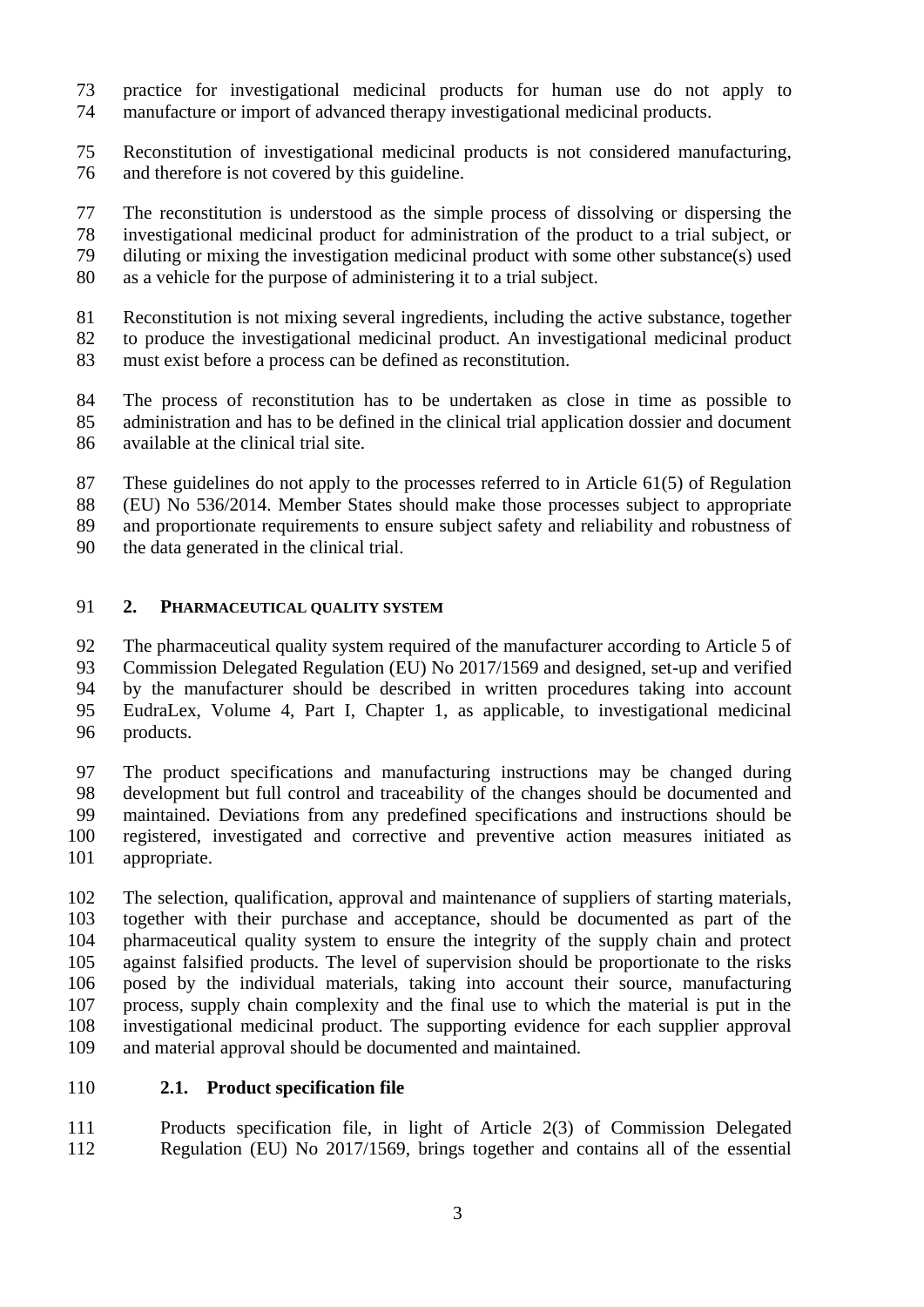practice for investigational medicinal products for human use do not apply to manufacture or import of advanced therapy investigational medicinal products.

Reconstitution of investigational medicinal products is not considered manufacturing, and therefore is not covered by this guideline.

The reconstitution is understood as the simple process of dissolving or dispersing the investigational medicinal product for administration of the product to a trial subject, or diluting or mixing the investigation medicinal product with some other substance(s) used as a vehicle for the purpose of administering it to a trial subject.

Reconstitution is not mixing several ingredients, including the active substance, together to produce the investigational medicinal product. An investigational medicinal product must exist before a process can be defined as reconstitution.

The process of reconstitution has to be undertaken as close in time as possible to administration and has to be defined in the clinical trial application dossier and document available at the clinical trial site.

These guidelines do not apply to the processes referred to in Article 61(5) of Regulation (EU) No 536/2014. Member States should make those processes subject to appropriate and proportionate requirements to ensure subject safety and reliability and robustness of the data generated in the clinical trial.

## 2. PHARMACEUTICAL QUALITY SYSTEM

The pharmaceutical quality system required of the manufacturer according to Article 5 of Commission Delegated Regulation (EU) No 2017/1569 and designed, set-up and verified by the manufacturer should be described in written procedures taking into account EudraLex, Volume 4, Part I, Chapter 1, as applicable, to investigational medicinal products.

The product specifications and manufacturing instructions may be changed during development but full control and traceability of the changes should be documented and maintained. Deviations from any predefined specifications and instructions should be registered, investigated and corrective and preventive action measures initiated as appropriate.

The selection, qualification, approval and maintenance of suppliers of starting materials, together with their purchase and acceptance, should be documented as part of the pharmaceutical quality system to ensure the integrity of the supply chain and protect against falsified products. The level of supervision should be proportionate to the risks posed by the individual materials, taking into account their source, manufacturing process, supply chain complexity and the final use to which the material is put in the investigational medicinal product. The supporting evidence for each supplier approval and material approval should be documented and maintained.

### 2.1. Product specification file

Products specification file, in light of Article 2(3) of Commission Delegated Regulation (EU) No 2017/1569, brings together and contains all of the essential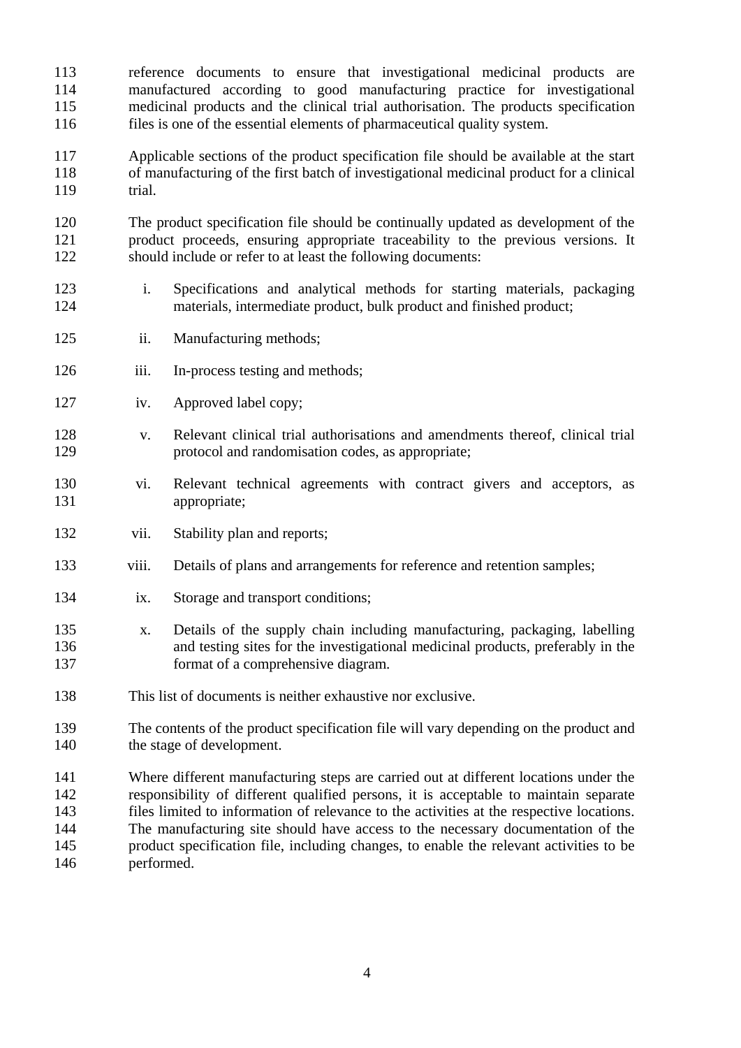reference documents to ensure that investigational medicinal products are manufactured according to good manufacturing practice for investigational medicinal products and the clinical trial authorisation. The products specification files is one of the essential elements of pharmaceutical quality system.

Applicable sections of the product specification file should be available at the start of manufacturing of the first batch of investigational medicinal product for a clinical trial.

The product specification file should be continually updated as development of the product proceeds, ensuring appropriate traceability to the previous versions. It should include or refer to at least the following documents:

i. Specifications and analytical methods for starting materials, packaging materials, intermediate product, bulk product and finished product;

ii. Manufacturing methods;

iii. In-process testing and methods;

iv. Approved label copy;

v. Relevant clinical trial authorisations and amendments thereof, clinical trial protocol and randomisation codes, as appropriate;

vi. Relevant technical agreements with contract givers and acceptors, as appropriate;

vii. Stability plan and reports;

viii. Details of plans and arrangements for reference and retention samples;

ix. Storage and transport conditions;

x. Details of the supply chain including manufacturing, packaging, labelling and testing sites for the investigational medicinal products, preferably in the format of a comprehensive diagram.

This list of documents is neither exhaustive nor exclusive.

The contents of the product specification file will vary depending on the product and the stage of development.

Where different manufacturing steps are carried out at different locations under the responsibility of different qualified persons, it is acceptable to maintain separate files limited to information of relevance to the activities at the respective locations. The manufacturing site should have access to the necessary documentation of the product specification file, including changes, to enable the relevant activities to be performed.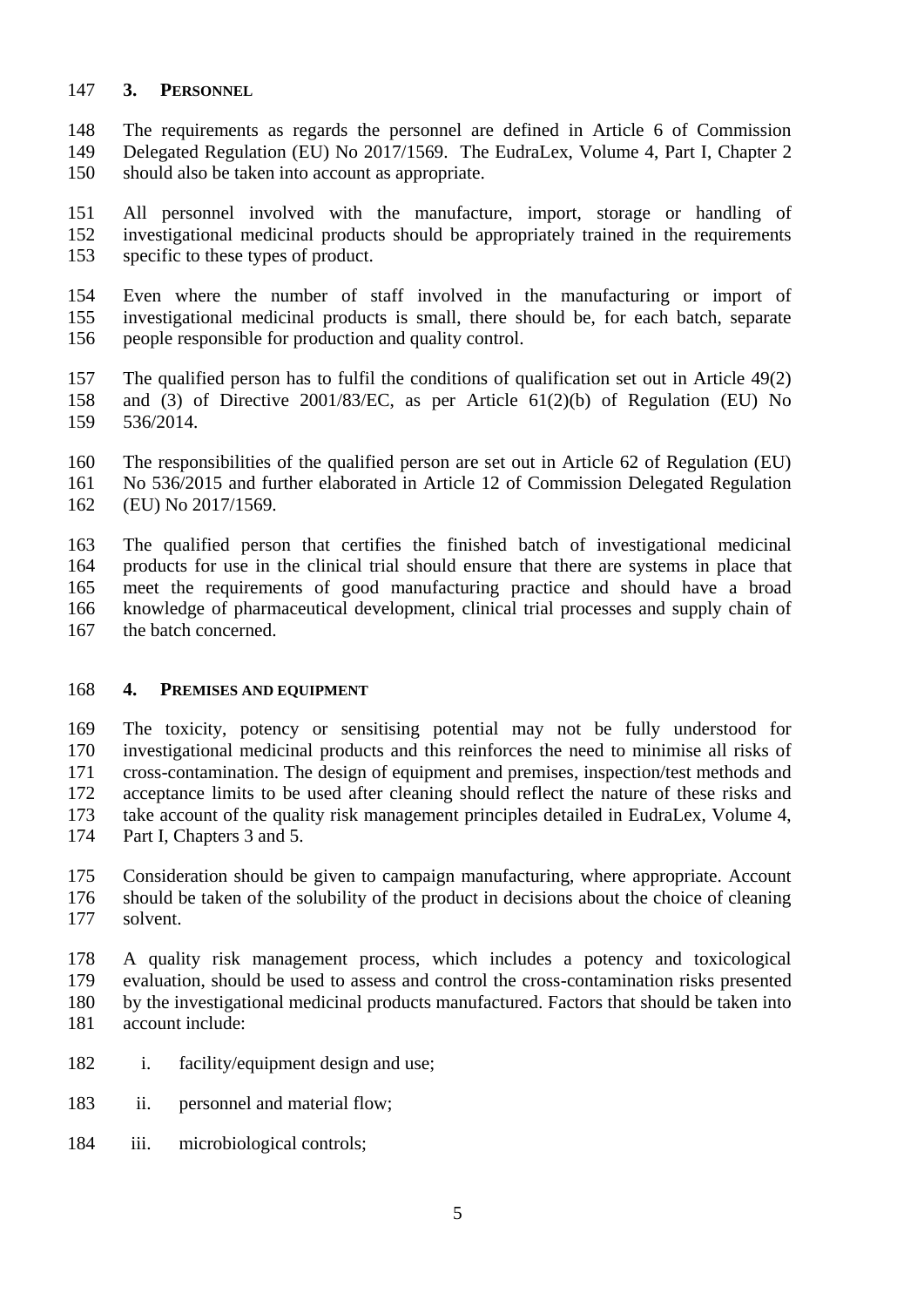## 3. PERSONNEL

The requirements as regards the personnel are defined in Article 6 of Commission Delegated Regulation (EU) No 2017/1569. The EudraLex, Volume 4, Part I, Chapter 2 should also be taken into account as appropriate.

All personnel involved with the manufacture, import, storage or handling of investigational medicinal products should be appropriately trained in the requirements specific to these types of product.

Even where the number of staff involved in the manufacturing or import of investigational medicinal products is small, there should be, for each batch, separate people responsible for production and quality control.

The qualified person has to fulfil the conditions of qualification set out in Article 49(2) and (3) of Directive 2001/83/EC, as per Article 61(2)(b) of Regulation (EU) No 536/2014.

The responsibilities of the qualified person are set out in Article 62 of Regulation (EU) No 536/2015 and further elaborated in Article 12 of Commission Delegated Regulation (EU) No 2017/1569.

The qualified person that certifies the finished batch of investigational medicinal products for use in the clinical trial should ensure that there are systems in place that meet the requirements of good manufacturing practice and should have a broad knowledge of pharmaceutical development, clinical trial processes and supply chain of the batch concerned.

## 4. PREMISES AND EQUIPMENT

The toxicity, potency or sensitising potential may not be fully understood for investigational medicinal products and this reinforces the need to minimise all risks of cross-contamination. The design of equipment and premises, inspection/test methods and acceptance limits to be used after cleaning should reflect the nature of these risks and take account of the quality risk management principles detailed in EudraLex, Volume 4, Part I, Chapters 3 and 5.

Consideration should be given to campaign manufacturing, where appropriate. Account should be taken of the solubility of the product in decisions about the choice of cleaning solvent.

A quality risk management process, which includes a potency and toxicological evaluation, should be used to assess and control the cross-contamination risks presented by the investigational medicinal products manufactured. Factors that should be taken into account include:

i. facility/equipment design and use;

ii. personnel and material flow;

iii. microbiological controls;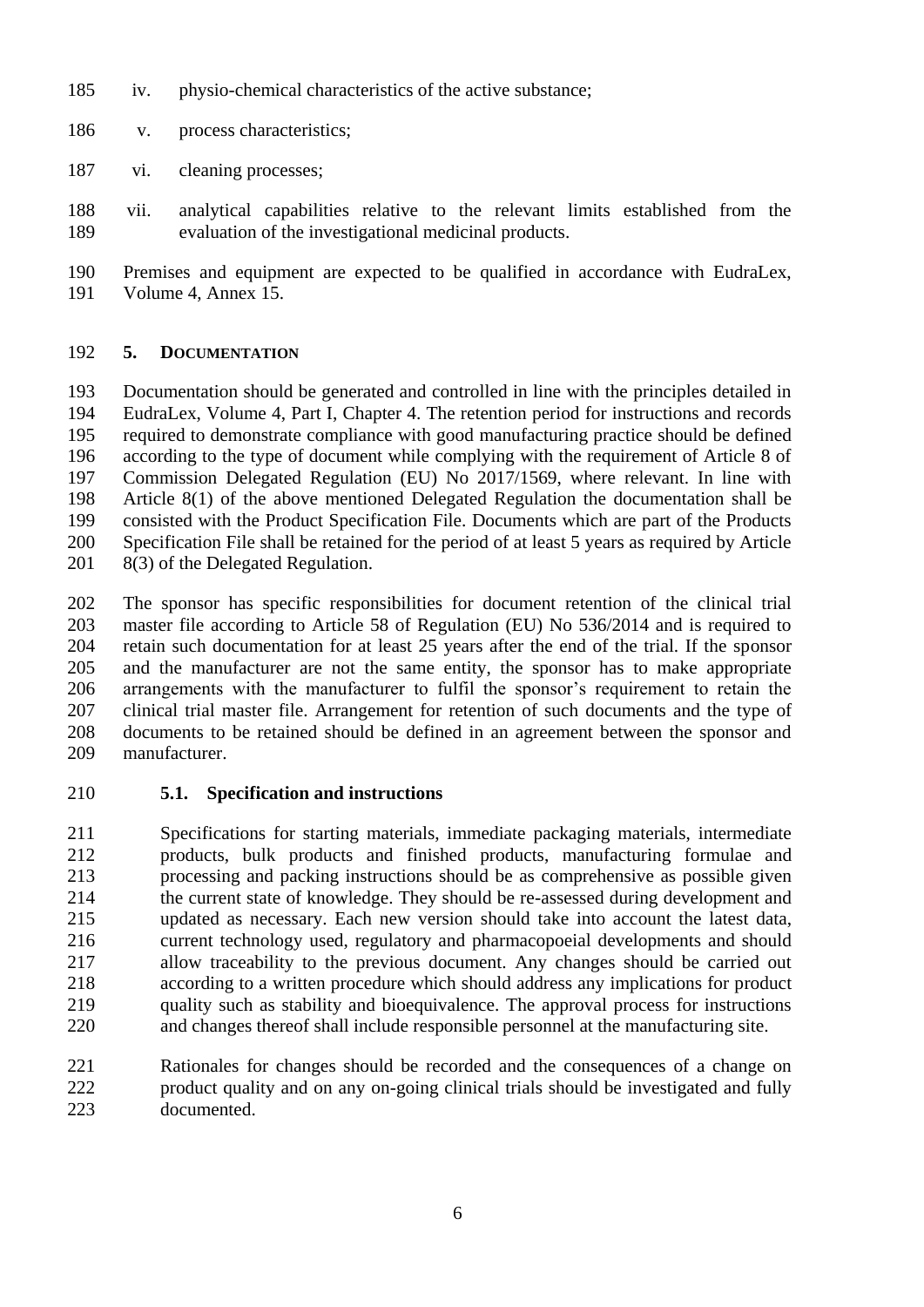iv. physio-chemical characteristics of the active substance;

v. process characteristics;

vi. cleaning processes;

vii. analytical capabilities relative to the relevant limits established from the evaluation of the investigational medicinal products.

Premises and equipment are expected to be qualified in accordance with EudraLex, Volume 4, Annex 15.

## 5. DOCUMENTATION

Documentation should be generated and controlled in line with the principles detailed in EudraLex, Volume 4, Part I, Chapter 4. The retention period for instructions and records required to demonstrate compliance with good manufacturing practice should be defined according to the type of document while complying with the requirement of Article 8 of Commission Delegated Regulation (EU) No 2017/1569, where relevant. In line with Article 8(1) of the above mentioned Delegated Regulation the documentation shall be consisted with the Product Specification File. Documents which are part of the Products Specification File shall be retained for the period of at least 5 years as required by Article 8(3) of the Delegated Regulation.

The sponsor has specific responsibilities for document retention of the clinical trial master file according to Article 58 of Regulation (EU) No 536/2014 and is required to retain such documentation for at least 25 years after the end of the trial. If the sponsor and the manufacturer are not the same entity, the sponsor has to make appropriate arrangements with the manufacturer to fulfil the sponsor's requirement to retain the clinical trial master file. Arrangement for retention of such documents and the type of documents to be retained should be defined in an agreement between the sponsor and manufacturer.

### 5.1. Specification and instructions

Specifications for starting materials, immediate packaging materials, intermediate products, bulk products and finished products, manufacturing formulae and processing and packing instructions should be as comprehensive as possible given the current state of knowledge. They should be re-assessed during development and updated as necessary. Each new version should take into account the latest data, current technology used, regulatory and pharmacopoeial developments and should allow traceability to the previous document. Any changes should be carried out according to a written procedure which should address any implications for product quality such as stability and bioequivalence. The approval process for instructions and changes thereof shall include responsible personnel at the manufacturing site.

Rationales for changes should be recorded and the consequences of a change on product quality and on any on-going clinical trials should be investigated and fully documented.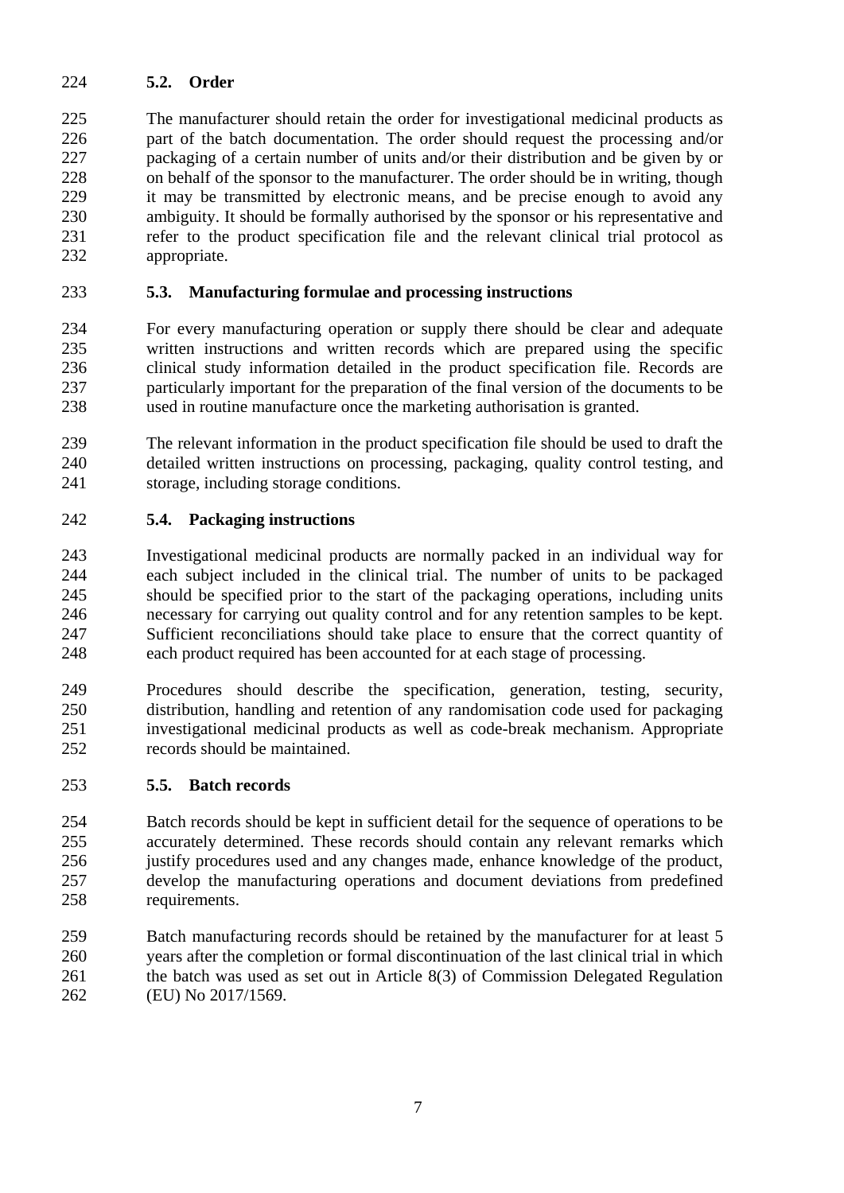### 5.2. Order

The manufacturer should retain the order for investigational medicinal products as part of the batch documentation. The order should request the processing and/or packaging of a certain number of units and/or their distribution and be given by or on behalf of the sponsor to the manufacturer. The order should be in writing, though it may be transmitted by electronic means, and be precise enough to avoid any ambiguity. It should be formally authorised by the sponsor or his representative and refer to the product specification file and the relevant clinical trial protocol as appropriate.

### 5.3. Manufacturing formulae and processing instructions

For every manufacturing operation or supply there should be clear and adequate written instructions and written records which are prepared using the specific clinical study information detailed in the product specification file. Records are particularly important for the preparation of the final version of the documents to be used in routine manufacture once the marketing authorisation is granted.

The relevant information in the product specification file should be used to draft the detailed written instructions on processing, packaging, quality control testing, and storage, including storage conditions.

### 5.4. Packaging instructions

Investigational medicinal products are normally packed in an individual way for each subject included in the clinical trial. The number of units to be packaged should be specified prior to the start of the packaging operations, including units necessary for carrying out quality control and for any retention samples to be kept. Sufficient reconciliations should take place to ensure that the correct quantity of each product required has been accounted for at each stage of processing.

Procedures should describe the specification, generation, testing, security, distribution, handling and retention of any randomisation code used for packaging investigational medicinal products as well as code-break mechanism. Appropriate records should be maintained.

### 5.5. Batch records

Batch records should be kept in sufficient detail for the sequence of operations to be accurately determined. These records should contain any relevant remarks which justify procedures used and any changes made, enhance knowledge of the product, develop the manufacturing operations and document deviations from predefined requirements.

Batch manufacturing records should be retained by the manufacturer for at least 5 years after the completion or formal discontinuation of the last clinical trial in which the batch was used as set out in Article 8(3) of Commission Delegated Regulation (EU) No 2017/1569.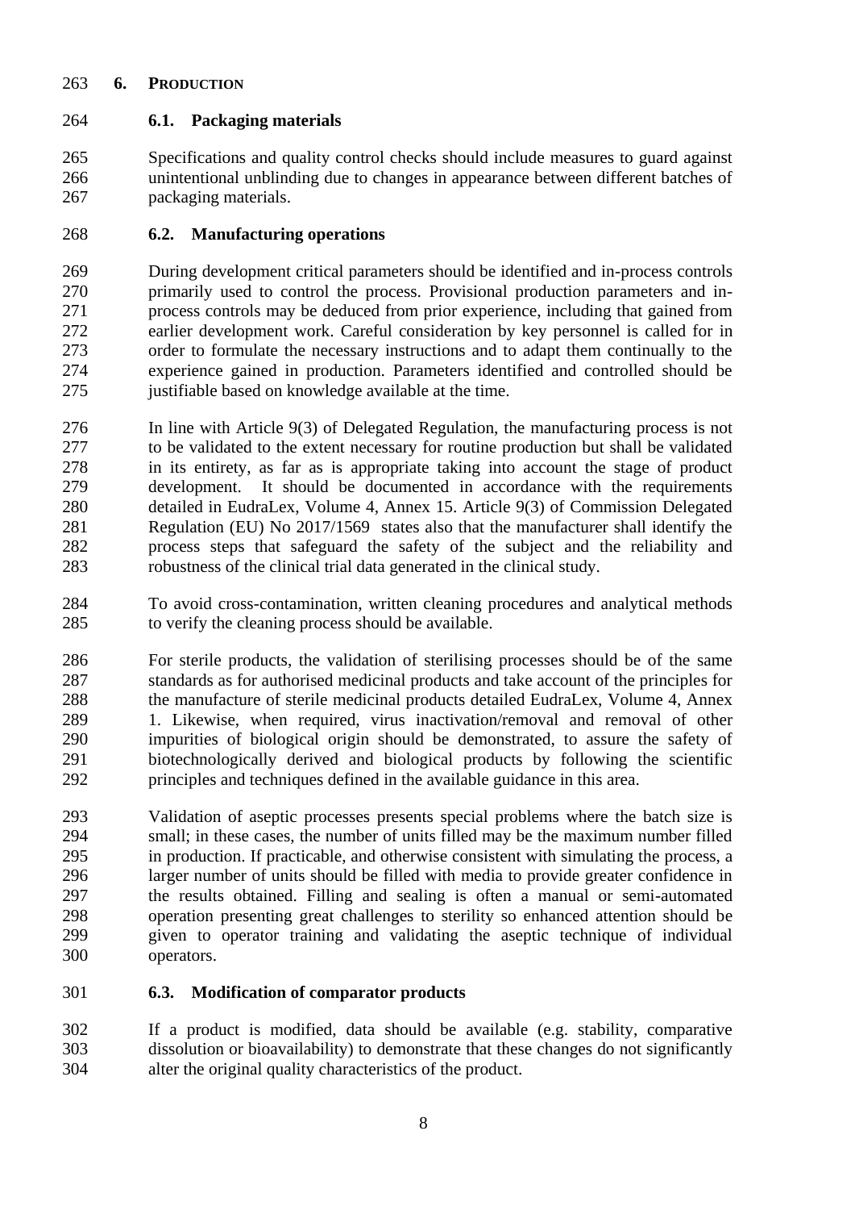# 6. PRODUCTION

## 6.1. Packaging materials

Specifications and quality control checks should include measures to guard against unintentional unblinding due to changes in appearance between different batches of packaging materials.

## 6.2. Manufacturing operations

During development critical parameters should be identified and in-process controls primarily used to control the process. Provisional production parameters and in-process controls may be deduced from prior experience, including that gained from earlier development work. Careful consideration by key personnel is called for in order to formulate the necessary instructions and to adapt them continually to the experience gained in production. Parameters identified and controlled should be justifiable based on knowledge available at the time.

In line with Article 9(3) of Delegated Regulation, the manufacturing process is not to be validated to the extent necessary for routine production but shall be validated in its entirety, as far as is appropriate taking into account the stage of product development. It should be documented in accordance with the requirements detailed in EudraLex, Volume 4, Annex 15. Article 9(3) of Commission Delegated Regulation (EU) No 2017/1569 states also that the manufacturer shall identify the process steps that safeguard the safety of the subject and the reliability and robustness of the clinical trial data generated in the clinical study.

To avoid cross-contamination, written cleaning procedures and analytical methods to verify the cleaning process should be available.

For sterile products, the validation of sterilising processes should be of the same standards as for authorised medicinal products and take account of the principles for the manufacture of sterile medicinal products detailed EudraLex, Volume 4, Annex 1. Likewise, when required, virus inactivation/removal and removal of other impurities of biological origin should be demonstrated, to assure the safety of biotechnologically derived and biological products by following the scientific principles and techniques defined in the available guidance in this area.

Validation of aseptic processes presents special problems where the batch size is small; in these cases, the number of units filled may be the maximum number filled in production. If practicable, and otherwise consistent with simulating the process, a larger number of units should be filled with media to provide greater confidence in the results obtained. Filling and sealing is often a manual or semi-automated operation presenting great challenges to sterility so enhanced attention should be given to operator training and validating the aseptic technique of individual operators.

## 6.3. Modification of comparator products

If a product is modified, data should be available (e.g. stability, comparative dissolution or bioavailability) to demonstrate that these changes do not significantly alter the original quality characteristics of the product.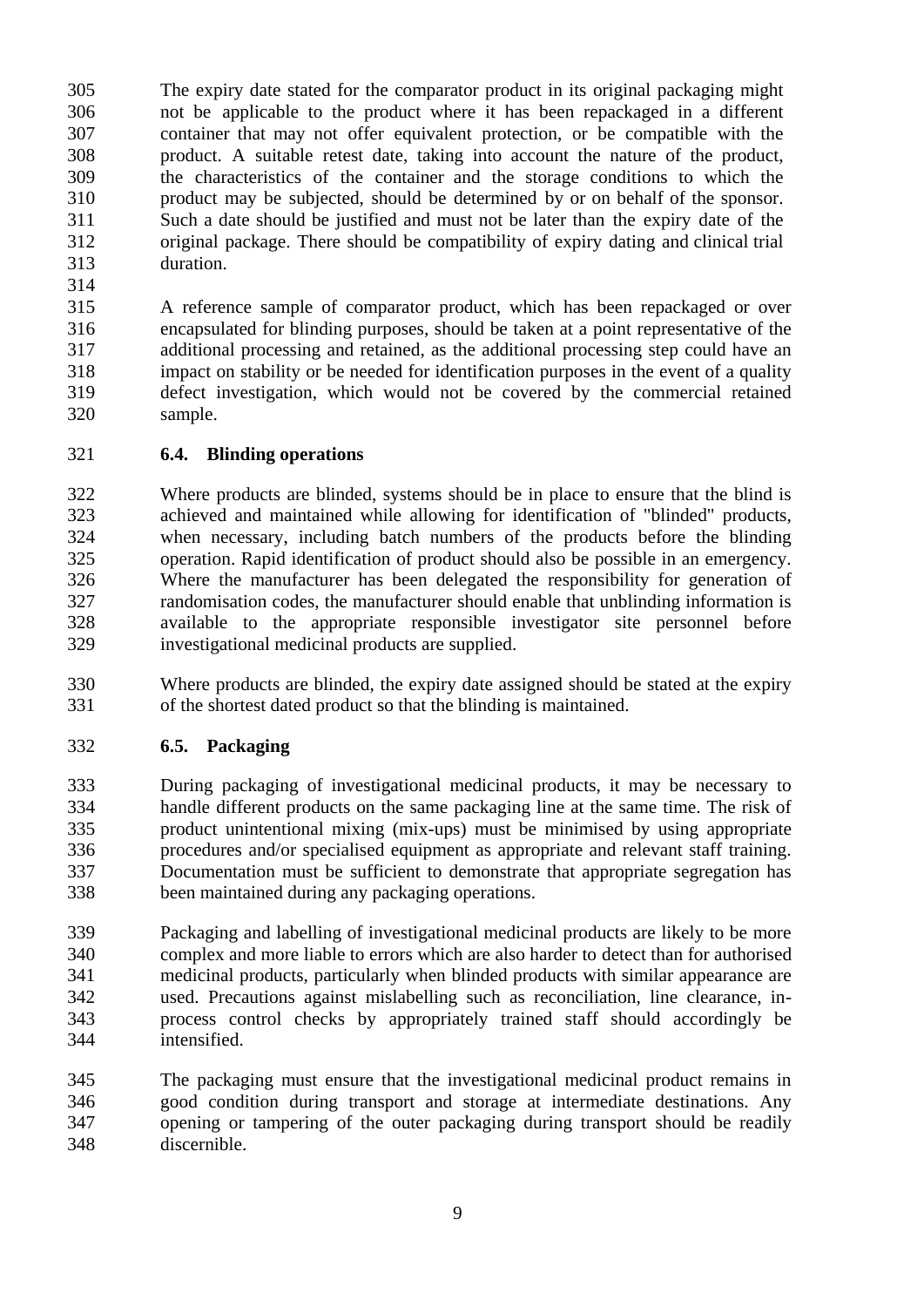The expiry date stated for the comparator product in its original packaging might not be applicable to the product where it has been repackaged in a different container that may not offer equivalent protection, or be compatible with the product. A suitable retest date, taking into account the nature of the product, the characteristics of the container and the storage conditions to which the product may be subjected, should be determined by or on behalf of the sponsor. Such a date should be justified and must not be later than the expiry date of the original package. There should be compatibility of expiry dating and clinical trial duration.

A reference sample of comparator product, which has been repackaged or over encapsulated for blinding purposes, should be taken at a point representative of the additional processing and retained, as the additional processing step could have an impact on stability or be needed for identification purposes in the event of a quality defect investigation, which would not be covered by the commercial retained sample.

### 6.4. Blinding operations

Where products are blinded, systems should be in place to ensure that the blind is achieved and maintained while allowing for identification of "blinded" products, when necessary, including batch numbers of the products before the blinding operation. Rapid identification of product should also be possible in an emergency. Where the manufacturer has been delegated the responsibility for generation of randomisation codes, the manufacturer should enable that unblinding information is available to the appropriate responsible investigator site personnel before investigational medicinal products are supplied.

Where products are blinded, the expiry date assigned should be stated at the expiry of the shortest dated product so that the blinding is maintained.

### 6.5. Packaging

During packaging of investigational medicinal products, it may be necessary to handle different products on the same packaging line at the same time. The risk of product unintentional mixing (mix-ups) must be minimised by using appropriate procedures and/or specialised equipment as appropriate and relevant staff training. Documentation must be sufficient to demonstrate that appropriate segregation has been maintained during any packaging operations.

Packaging and labelling of investigational medicinal products are likely to be more complex and more liable to errors which are also harder to detect than for authorised medicinal products, particularly when blinded products with similar appearance are used. Precautions against mislabelling such as reconciliation, line clearance, in-process control checks by appropriately trained staff should accordingly be intensified.

The packaging must ensure that the investigational medicinal product remains in good condition during transport and storage at intermediate destinations. Any opening or tampering of the outer packaging during transport should be readily discernible.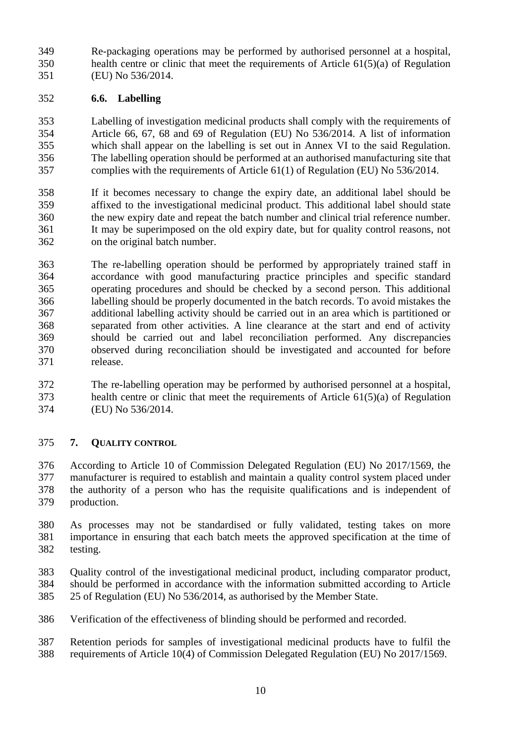Re-packaging operations may be performed by authorised personnel at a hospital, health centre or clinic that meet the requirements of Article 61(5)(a) of Regulation (EU) No 536/2014.

### 6.6. Labelling

Labelling of investigation medicinal products shall comply with the requirements of Article 66, 67, 68 and 69 of Regulation (EU) No 536/2014. A list of information which shall appear on the labelling is set out in Annex VI to the said Regulation. The labelling operation should be performed at an authorised manufacturing site that complies with the requirements of Article 61(1) of Regulation (EU) No 536/2014.

If it becomes necessary to change the expiry date, an additional label should be affixed to the investigational medicinal product. This additional label should state the new expiry date and repeat the batch number and clinical trial reference number. It may be superimposed on the old expiry date, but for quality control reasons, not on the original batch number.

The re-labelling operation should be performed by appropriately trained staff in accordance with good manufacturing practice principles and specific standard operating procedures and should be checked by a second person. This additional labelling should be properly documented in the batch records. To avoid mistakes the additional labelling activity should be carried out in an area which is partitioned or separated from other activities. A line clearance at the start and end of activity should be carried out and label reconciliation performed. Any discrepancies observed during reconciliation should be investigated and accounted for before release.

The re-labelling operation may be performed by authorised personnel at a hospital, health centre or clinic that meet the requirements of Article 61(5)(a) of Regulation (EU) No 536/2014.

## 7. Quality control

According to Article 10 of Commission Delegated Regulation (EU) No 2017/1569, the manufacturer is required to establish and maintain a quality control system placed under the authority of a person who has the requisite qualifications and is independent of production.

As processes may not be standardised or fully validated, testing takes on more importance in ensuring that each batch meets the approved specification at the time of testing.

Quality control of the investigational medicinal product, including comparator product, should be performed in accordance with the information submitted according to Article 25 of Regulation (EU) No 536/2014, as authorised by the Member State.

Verification of the effectiveness of blinding should be performed and recorded.

Retention periods for samples of investigational medicinal products have to fulfil the requirements of Article 10(4) of Commission Delegated Regulation (EU) No 2017/1569.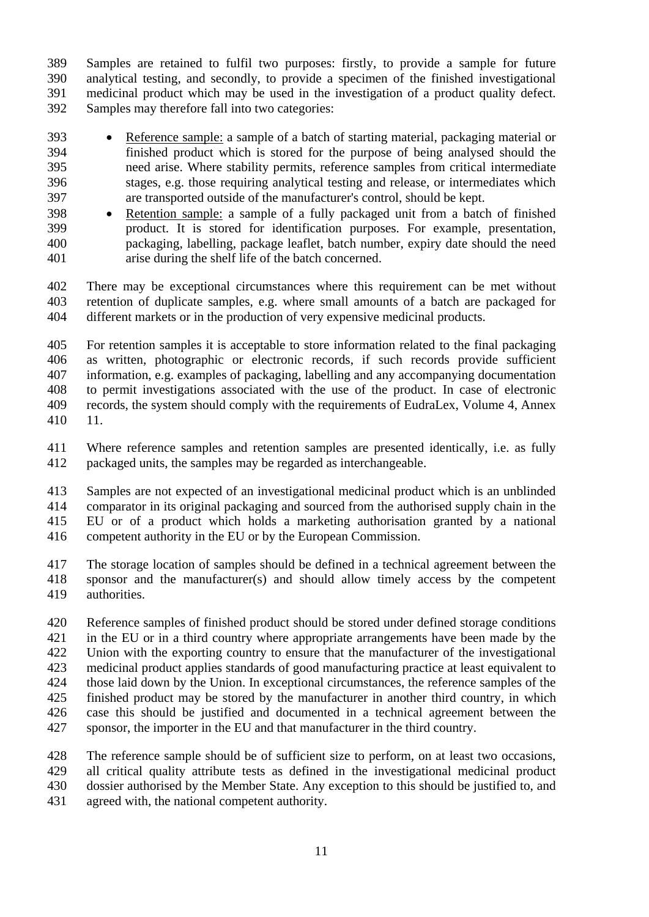Samples are retained to fulfil two purposes: firstly, to provide a sample for future analytical testing, and secondly, to provide a specimen of the finished investigational medicinal product which may be used in the investigation of a product quality defect. Samples may therefore fall into two categories:

- Reference sample: a sample of a batch of starting material, packaging material or finished product which is stored for the purpose of being analysed should the need arise. Where stability permits, reference samples from critical intermediate stages, e.g. those requiring analytical testing and release, or intermediates which are transported outside of the manufacturer's control, should be kept.
- Retention sample: a sample of a fully packaged unit from a batch of finished product. It is stored for identification purposes. For example, presentation, packaging, labelling, package leaflet, batch number, expiry date should the need arise during the shelf life of the batch concerned.

There may be exceptional circumstances where this requirement can be met without retention of duplicate samples, e.g. where small amounts of a batch are packaged for different markets or in the production of very expensive medicinal products.

For retention samples it is acceptable to store information related to the final packaging as written, photographic or electronic records, if such records provide sufficient information, e.g. examples of packaging, labelling and any accompanying documentation to permit investigations associated with the use of the product. In case of electronic records, the system should comply with the requirements of EudraLex, Volume 4, Annex 11.

Where reference samples and retention samples are presented identically, i.e. as fully packaged units, the samples may be regarded as interchangeable.

Samples are not expected of an investigational medicinal product which is an unblinded comparator in its original packaging and sourced from the authorised supply chain in the EU or of a product which holds a marketing authorisation granted by a national competent authority in the EU or by the European Commission.

The storage location of samples should be defined in a technical agreement between the sponsor and the manufacturer(s) and should allow timely access by the competent authorities.

Reference samples of finished product should be stored under defined storage conditions in the EU or in a third country where appropriate arrangements have been made by the Union with the exporting country to ensure that the manufacturer of the investigational medicinal product applies standards of good manufacturing practice at least equivalent to those laid down by the Union. In exceptional circumstances, the reference samples of the finished product may be stored by the manufacturer in another third country, in which case this should be justified and documented in a technical agreement between the sponsor, the importer in the EU and that manufacturer in the third country.

The reference sample should be of sufficient size to perform, on at least two occasions, all critical quality attribute tests as defined in the investigational medicinal product dossier authorised by the Member State. Any exception to this should be justified to, and agreed with, the national competent authority.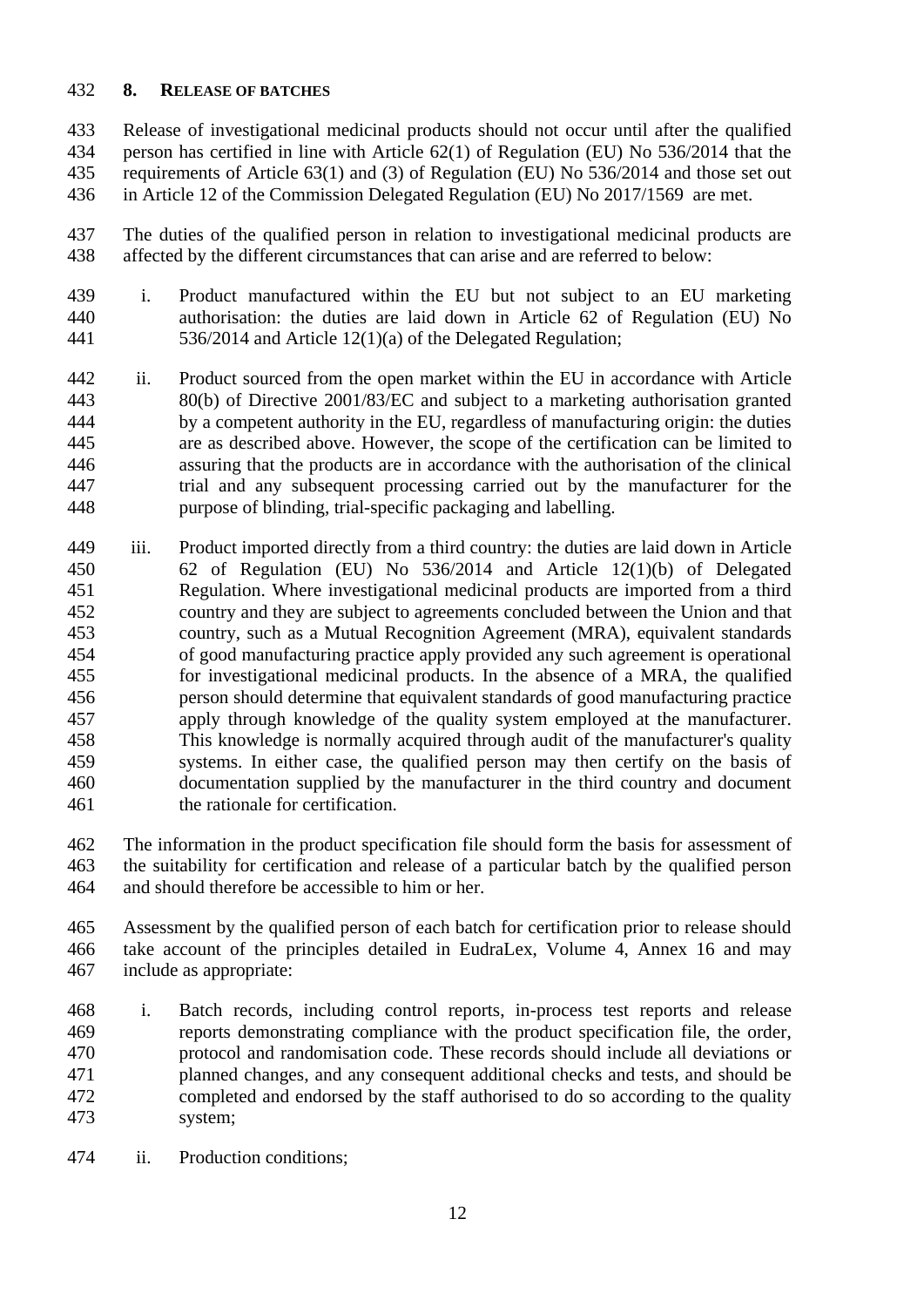## 8. RELEASE OF BATCHES

Release of investigational medicinal products should not occur until after the qualified person has certified in line with Article 62(1) of Regulation (EU) No 536/2014 that the requirements of Article 63(1) and (3) of Regulation (EU) No 536/2014 and those set out in Article 12 of the Commission Delegated Regulation (EU) No 2017/1569 are met.

The duties of the qualified person in relation to investigational medicinal products are affected by the different circumstances that can arise and are referred to below:

i. Product manufactured within the EU but not subject to an EU marketing authorisation: the duties are laid down in Article 62 of Regulation (EU) No 536/2014 and Article 12(1)(a) of the Delegated Regulation;

ii. Product sourced from the open market within the EU in accordance with Article 80(b) of Directive 2001/83/EC and subject to a marketing authorisation granted by a competent authority in the EU, regardless of manufacturing origin: the duties are as described above. However, the scope of the certification can be limited to assuring that the products are in accordance with the authorisation of the clinical trial and any subsequent processing carried out by the manufacturer for the purpose of blinding, trial-specific packaging and labelling.

iii. Product imported directly from a third country: the duties are laid down in Article 62 of Regulation (EU) No 536/2014 and Article 12(1)(b) of Delegated Regulation. Where investigational medicinal products are imported from a third country and they are subject to agreements concluded between the Union and that country, such as a Mutual Recognition Agreement (MRA), equivalent standards of good manufacturing practice apply provided any such agreement is operational for investigational medicinal products. In the absence of a MRA, the qualified person should determine that equivalent standards of good manufacturing practice apply through knowledge of the quality system employed at the manufacturer. This knowledge is normally acquired through audit of the manufacturer's quality systems. In either case, the qualified person may then certify on the basis of documentation supplied by the manufacturer in the third country and document the rationale for certification.

The information in the product specification file should form the basis for assessment of the suitability for certification and release of a particular batch by the qualified person and should therefore be accessible to him or her.

Assessment by the qualified person of each batch for certification prior to release should take account of the principles detailed in EudraLex, Volume 4, Annex 16 and may include as appropriate:

i. Batch records, including control reports, in-process test reports and release reports demonstrating compliance with the product specification file, the order, protocol and randomisation code. These records should include all deviations or planned changes, and any consequent additional checks and tests, and should be completed and endorsed by the staff authorised to do so according to the quality system;

ii. Production conditions;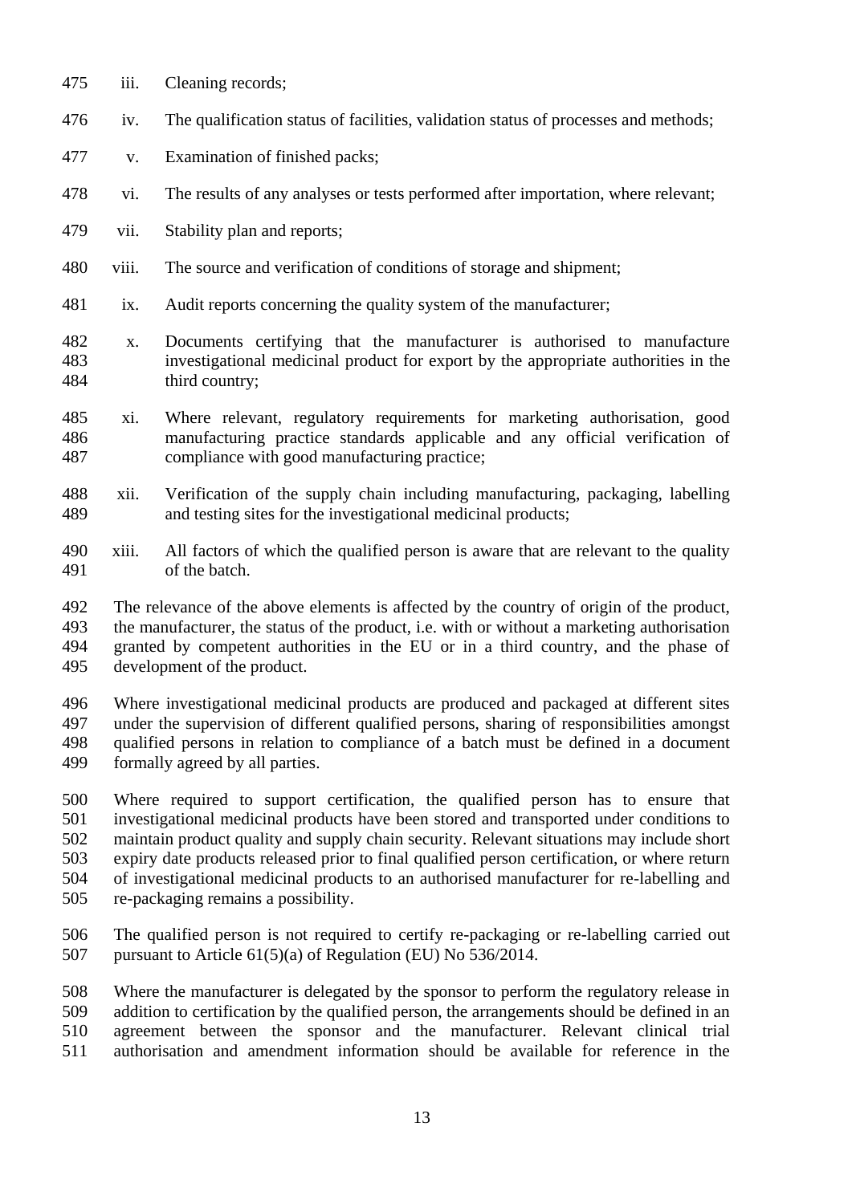iii. Cleaning records;

iv. The qualification status of facilities, validation status of processes and methods;

v. Examination of finished packs;

vi. The results of any analyses or tests performed after importation, where relevant;

vii. Stability plan and reports;

viii. The source and verification of conditions of storage and shipment;

ix. Audit reports concerning the quality system of the manufacturer;

x. Documents certifying that the manufacturer is authorised to manufacture investigational medicinal product for export by the appropriate authorities in the third country;

xi. Where relevant, regulatory requirements for marketing authorisation, good manufacturing practice standards applicable and any official verification of compliance with good manufacturing practice;

xii. Verification of the supply chain including manufacturing, packaging, labelling and testing sites for the investigational medicinal products;

xiii. All factors of which the qualified person is aware that are relevant to the quality of the batch.

The relevance of the above elements is affected by the country of origin of the product, the manufacturer, the status of the product, i.e. with or without a marketing authorisation granted by competent authorities in the EU or in a third country, and the phase of development of the product.

Where investigational medicinal products are produced and packaged at different sites under the supervision of different qualified persons, sharing of responsibilities amongst qualified persons in relation to compliance of a batch must be defined in a document formally agreed by all parties.

Where required to support certification, the qualified person has to ensure that investigational medicinal products have been stored and transported under conditions to maintain product quality and supply chain security. Relevant situations may include short expiry date products released prior to final qualified person certification, or where return of investigational medicinal products to an authorised manufacturer for re-labelling and re-packaging remains a possibility.

The qualified person is not required to certify re-packaging or re-labelling carried out pursuant to Article 61(5)(a) of Regulation (EU) No 536/2014.

Where the manufacturer is delegated by the sponsor to perform the regulatory release in addition to certification by the qualified person, the arrangements should be defined in an agreement between the sponsor and the manufacturer. Relevant clinical trial authorisation and amendment information should be available for reference in the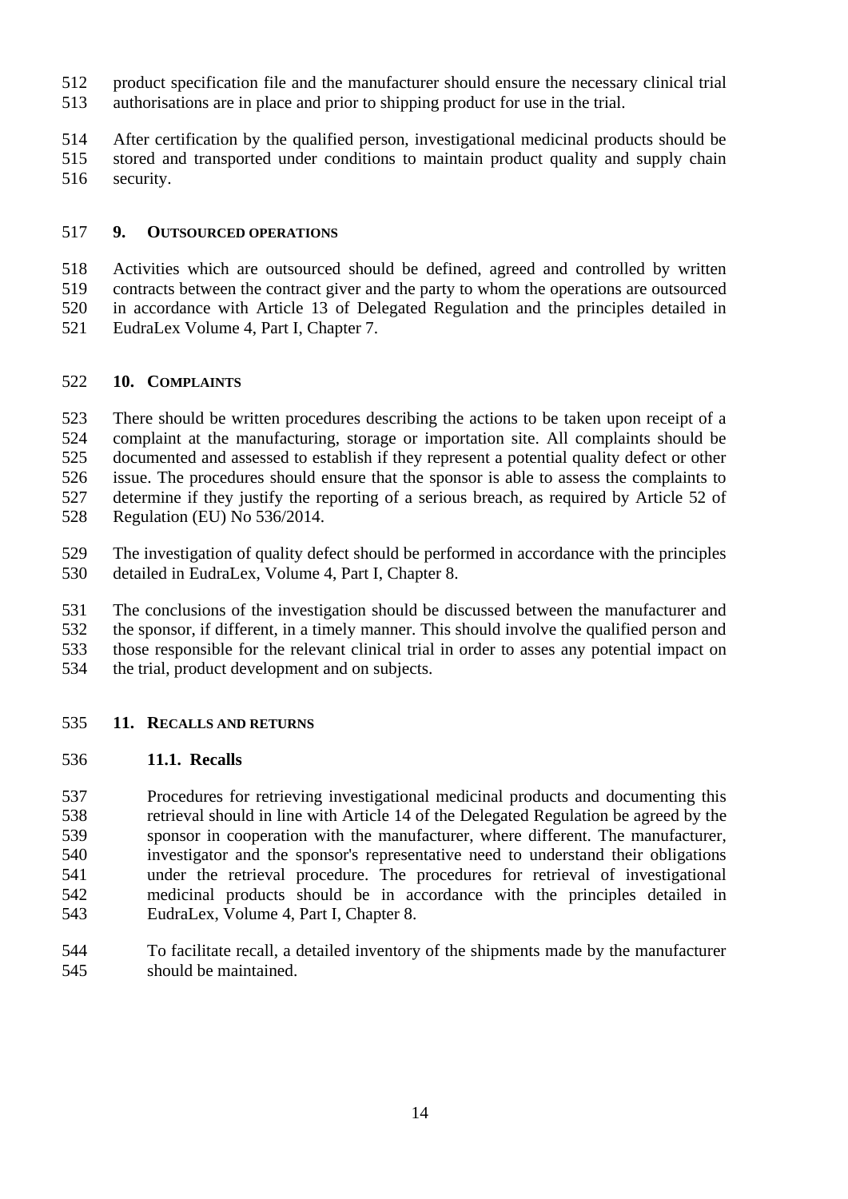product specification file and the manufacturer should ensure the necessary clinical trial authorisations are in place and prior to shipping product for use in the trial.

After certification by the qualified person, investigational medicinal products should be stored and transported under conditions to maintain product quality and supply chain security.

## 9. OUTSOURCED OPERATIONS

Activities which are outsourced should be defined, agreed and controlled by written contracts between the contract giver and the party to whom the operations are outsourced in accordance with Article 13 of Delegated Regulation and the principles detailed in EudraLex Volume 4, Part I, Chapter 7.

## 10. COMPLAINTS

There should be written procedures describing the actions to be taken upon receipt of a complaint at the manufacturing, storage or importation site. All complaints should be documented and assessed to establish if they represent a potential quality defect or other issue. The procedures should ensure that the sponsor is able to assess the complaints to determine if they justify the reporting of a serious breach, as required by Article 52 of Regulation (EU) No 536/2014.

The investigation of quality defect should be performed in accordance with the principles detailed in EudraLex, Volume 4, Part I, Chapter 8.

The conclusions of the investigation should be discussed between the manufacturer and the sponsor, if different, in a timely manner. This should involve the qualified person and those responsible for the relevant clinical trial in order to asses any potential impact on the trial, product development and on subjects.

## 11. RECALLS AND RETURNS

### 11.1. Recalls

Procedures for retrieving investigational medicinal products and documenting this retrieval should in line with Article 14 of the Delegated Regulation be agreed by the sponsor in cooperation with the manufacturer, where different. The manufacturer, investigator and the sponsor's representative need to understand their obligations under the retrieval procedure. The procedures for retrieval of investigational medicinal products should be in accordance with the principles detailed in EudraLex, Volume 4, Part I, Chapter 8.

To facilitate recall, a detailed inventory of the shipments made by the manufacturer should be maintained.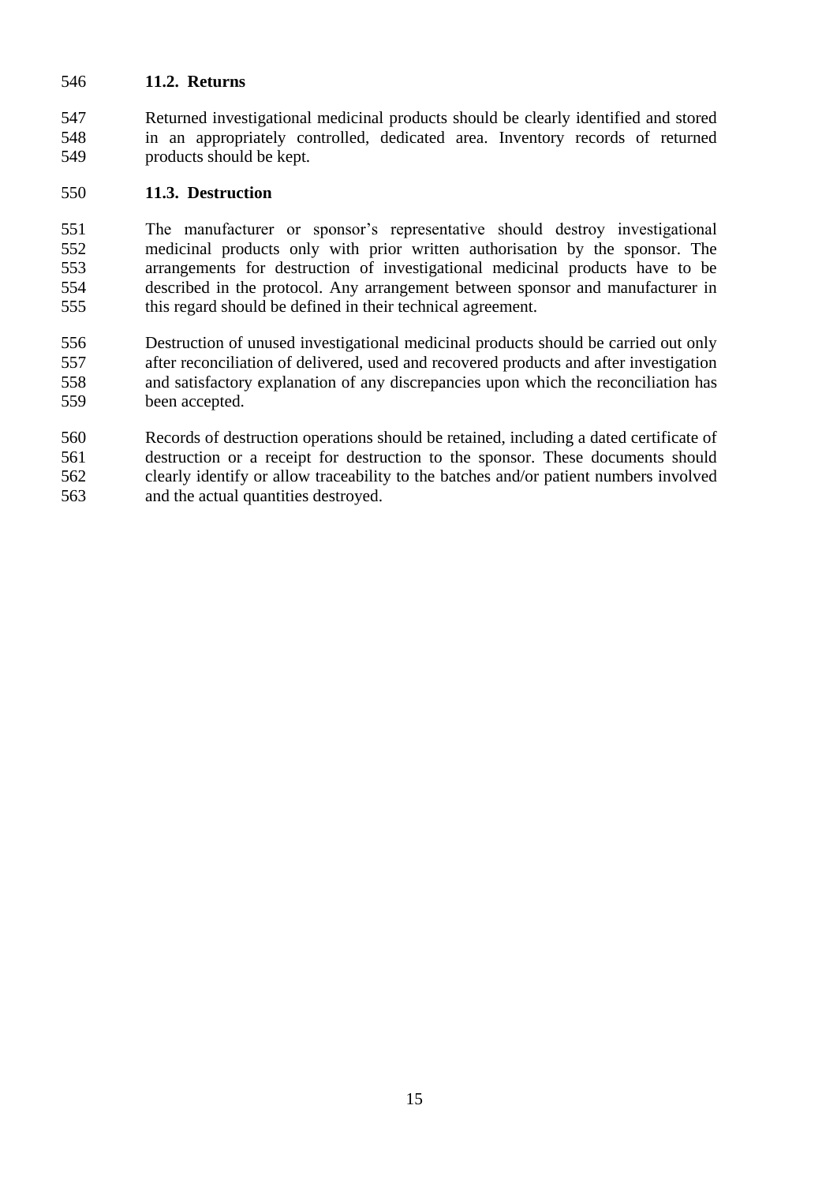### 11.2. Returns

Returned investigational medicinal products should be clearly identified and stored in an appropriately controlled, dedicated area. Inventory records of returned products should be kept.

### 11.3. Destruction

The manufacturer or sponsor's representative should destroy investigational medicinal products only with prior written authorisation by the sponsor. The arrangements for destruction of investigational medicinal products have to be described in the protocol. Any arrangement between sponsor and manufacturer in this regard should be defined in their technical agreement.

Destruction of unused investigational medicinal products should be carried out only after reconciliation of delivered, used and recovered products and after investigation and satisfactory explanation of any discrepancies upon which the reconciliation has been accepted.

Records of destruction operations should be retained, including a dated certificate of destruction or a receipt for destruction to the sponsor. These documents should clearly identify or allow traceability to the batches and/or patient numbers involved and the actual quantities destroyed.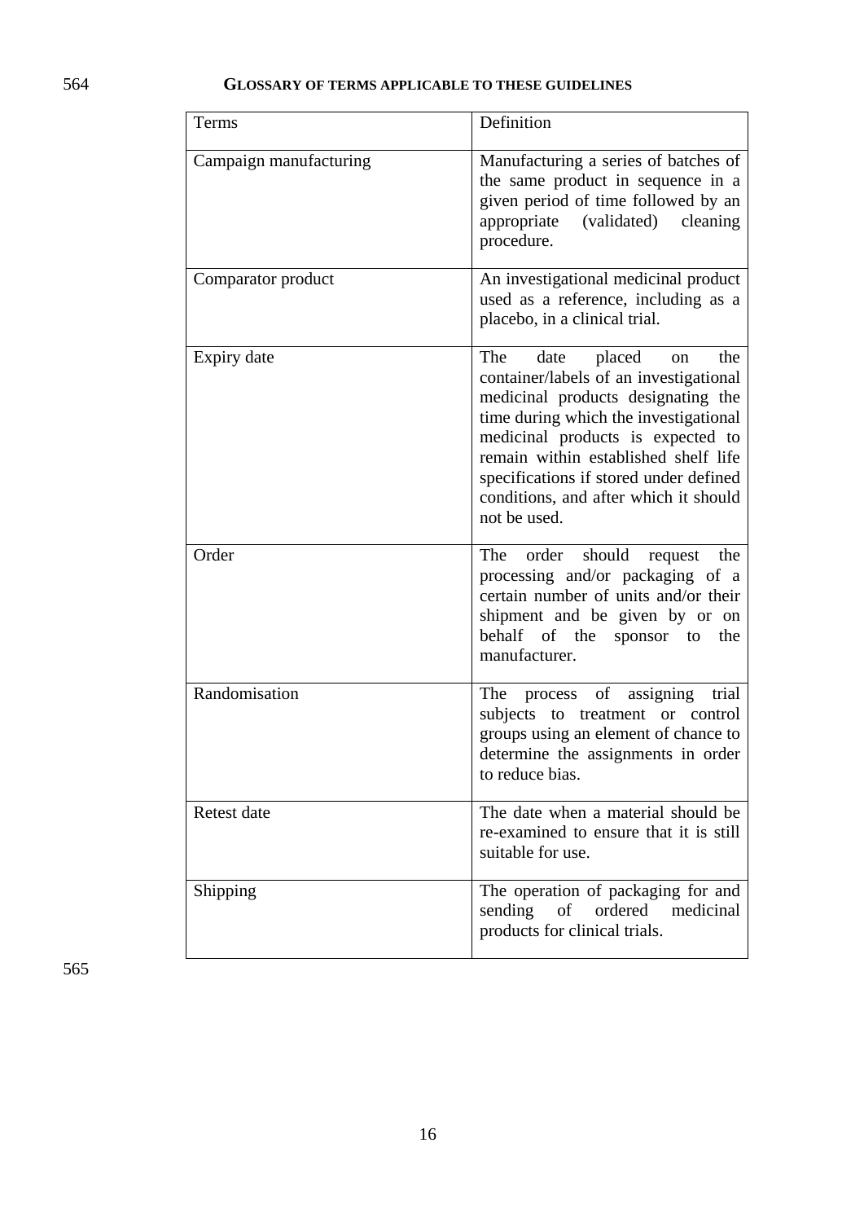## GLOSSARY OF TERMS APPLICABLE TO THESE GUIDELINES

| Terms | Definition |
| --- | --- |
| Campaign manufacturing | Manufacturing a series of batches of the same product in sequence in a given period of time followed by an appropriate (validated) cleaning procedure. |
| Comparator product | An investigational medicinal product used as a reference, including as a placebo, in a clinical trial. |
| Expiry date | The date placed on the container/labels of an investigational medicinal products designating the time during which the investigational medicinal products is expected to remain within established shelf life specifications if stored under defined conditions, and after which it should not be used. |
| Order | The order should request the processing and/or packaging of a certain number of units and/or their shipment and be given by or on behalf of the sponsor to the manufacturer. |
| Randomisation | The process of assigning trial subjects to treatment or control groups using an element of chance to determine the assignments in order to reduce bias. |
| Retest date | The date when a material should be re-examined to ensure that it is still suitable for use. |
| Shipping | The operation of packaging for and sending of ordered medicinal products for clinical trials. |